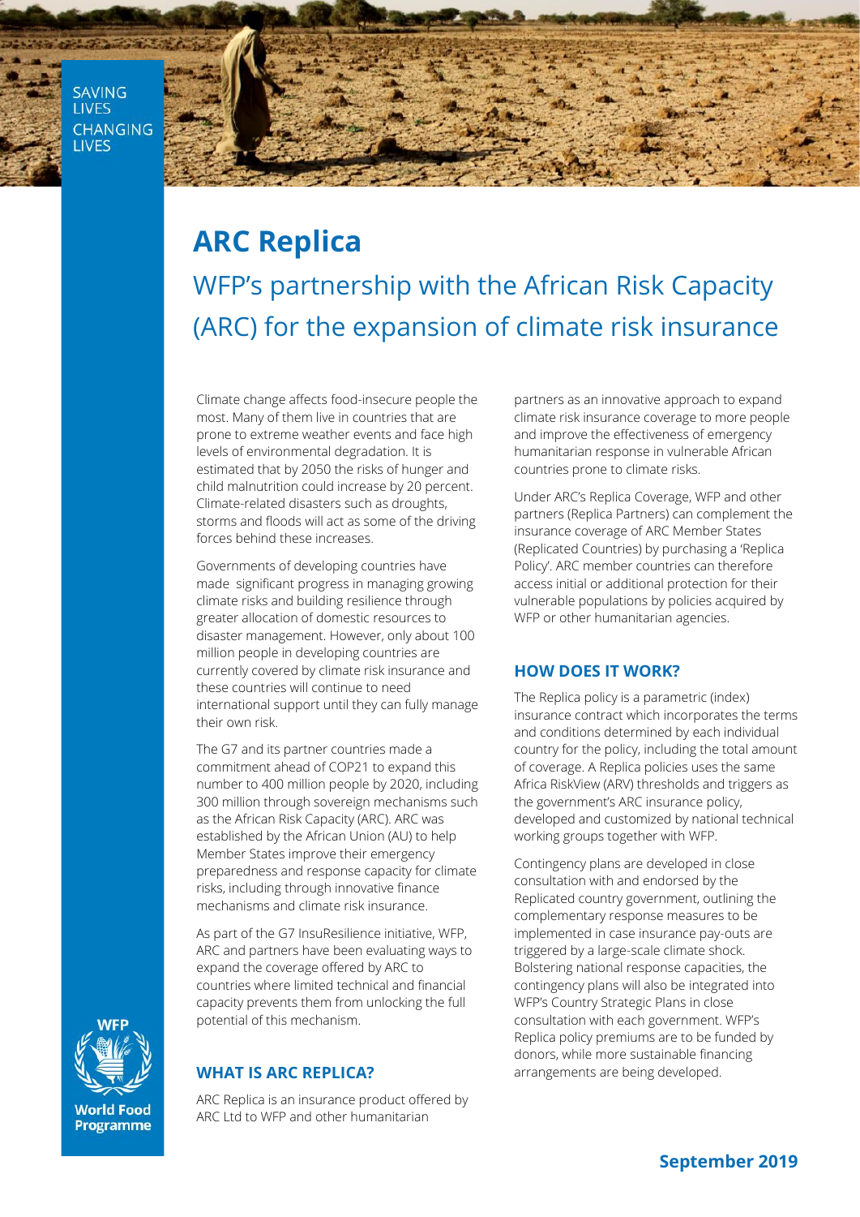SAVING LIVES CHANGING LIVES

# ARC Replica

## WFP's partnership with the African Risk Capacity (ARC) for the expansion of climate risk insurance

Climate change affects food-insecure people the most. Many of them live in countries that are prone to extreme weather events and face high levels of environmental degradation. It is estimated that by 2050 the risks of hunger and child malnutrition could increase by 20 percent. Climate-related disasters such as droughts, storms and floods will act as some of the driving forces behind these increases.

Governments of developing countries have made significant progress in managing growing climate risks and building resilience through greater allocation of domestic resources to disaster management. However, only about 100 million people in developing countries are currently covered by climate risk insurance and these countries will continue to need international support until they can fully manage their own risk.

The G7 and its partner countries made a commitment ahead of COP21 to expand this number to 400 million people by 2020, including 300 million through sovereign mechanisms such as the African Risk Capacity (ARC). ARC was established by the African Union (AU) to help Member States improve their emergency preparedness and response capacity for climate risks, including through innovative finance mechanisms and climate risk insurance.

As part of the G7 InsuResilience initiative, WFP, ARC and partners have been evaluating ways to expand the coverage offered by ARC to countries where limited technical and financial capacity prevents them from unlocking the full potential of this mechanism.

### WHAT IS ARC REPLICA?

ARC Replica is an insurance product offered by ARC Ltd to WFP and other humanitarian partners as an innovative approach to expand climate risk insurance coverage to more people and improve the effectiveness of emergency humanitarian response in vulnerable African countries prone to climate risks.

Under ARC's Replica Coverage, WFP and other partners (Replica Partners) can complement the insurance coverage of ARC Member States (Replicated Countries) by purchasing a 'Replica Policy'. ARC member countries can therefore access initial or additional protection for their vulnerable populations by policies acquired by WFP or other humanitarian agencies.

### HOW DOES IT WORK?

The Replica policy is a parametric (index) insurance contract which incorporates the terms and conditions determined by each individual country for the policy, including the total amount of coverage. A Replica policies uses the same Africa RiskView (ARV) thresholds and triggers as the government's ARC insurance policy, developed and customized by national technical working groups together with WFP.

Contingency plans are developed in close consultation with and endorsed by the Replicated country government, outlining the complementary response measures to be implemented in case insurance pay-outs are triggered by a large-scale climate shock. Bolstering national response capacities, the contingency plans will also be integrated into WFP's Country Strategic Plans in close consultation with each government. WFP's Replica policy premiums are to be funded by donors, while more sustainable financing arrangements are being developed.

WFP World Food Programme

**September 2019**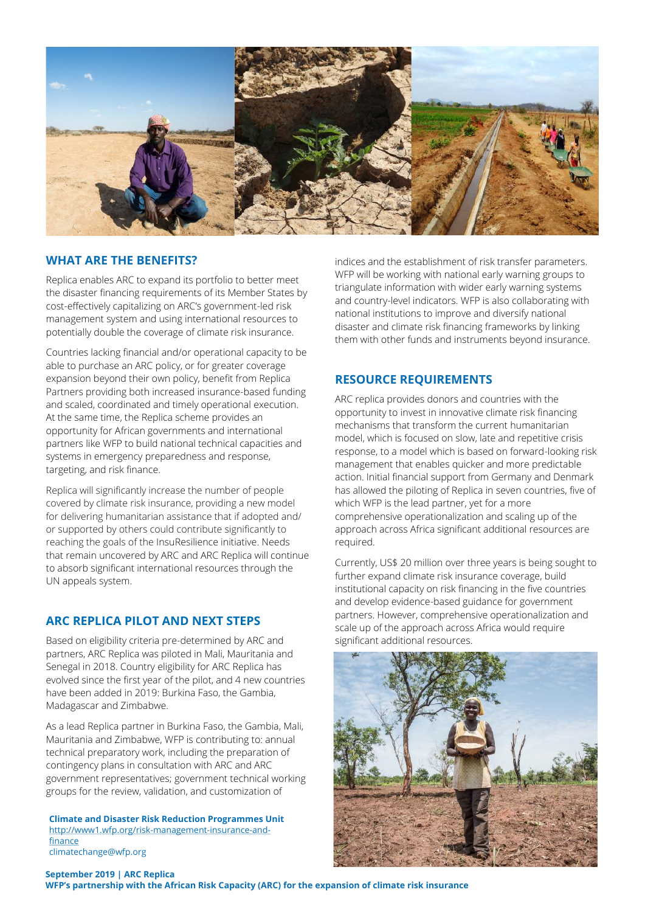## WHAT ARE THE BENEFITS?

Replica enables ARC to expand its portfolio to better meet the disaster financing requirements of its Member States by cost-effectively capitalizing on ARC's government-led risk management system and using international resources to potentially double the coverage of climate risk insurance.

Countries lacking financial and/or operational capacity to be able to purchase an ARC policy, or for greater coverage expansion beyond their own policy, benefit from Replica Partners providing both increased insurance-based funding and scaled, coordinated and timely operational execution. At the same time, the Replica scheme provides an opportunity for African governments and international partners like WFP to build national technical capacities and systems in emergency preparedness and response, targeting, and risk finance.

Replica will significantly increase the number of people covered by climate risk insurance, providing a new model for delivering humanitarian assistance that if adopted and/or supported by others could contribute significantly to reaching the goals of the InsuResilience initiative. Needs that remain uncovered by ARC and ARC Replica will continue to absorb significant international resources through the UN appeals system.

## ARC REPLICA PILOT AND NEXT STEPS

Based on eligibility criteria pre-determined by ARC and partners, ARC Replica was piloted in Mali, Mauritania and Senegal in 2018. Country eligibility for ARC Replica has evolved since the first year of the pilot, and 4 new countries have been added in 2019: Burkina Faso, the Gambia, Madagascar and Zimbabwe.

As a lead Replica partner in Burkina Faso, the Gambia, Mali, Mauritania and Zimbabwe, WFP is contributing to: annual technical preparatory work, including the preparation of contingency plans in consultation with ARC and ARC government representatives; government technical working groups for the review, validation, and customization of indices and the establishment of risk transfer parameters. WFP will be working with national early warning groups to triangulate information with wider early warning systems and country-level indicators. WFP is also collaborating with national institutions to improve and diversify national disaster and climate risk financing frameworks by linking them with other funds and instruments beyond insurance.

## RESOURCE REQUIREMENTS

ARC replica provides donors and countries with the opportunity to invest in innovative climate risk financing mechanisms that transform the current humanitarian model, which is focused on slow, late and repetitive crisis response, to a model which is based on forward-looking risk management that enables quicker and more predictable action. Initial financial support from Germany and Denmark has allowed the piloting of Replica in seven countries, five of which WFP is the lead partner, yet for a more comprehensive operationalization and scaling up of the approach across Africa significant additional resources are required.

Currently, US$ 20 million over three years is being sought to further expand climate risk insurance coverage, build institutional capacity on risk financing in the five countries and develop evidence-based guidance for government partners. However, comprehensive operationalization and scale up of the approach across Africa would require significant additional resources.

**Climate and Disaster Risk Reduction Programmes Unit**
http://www1.wfp.org/risk-management-insurance-and-finance
climatechange@wfp.org